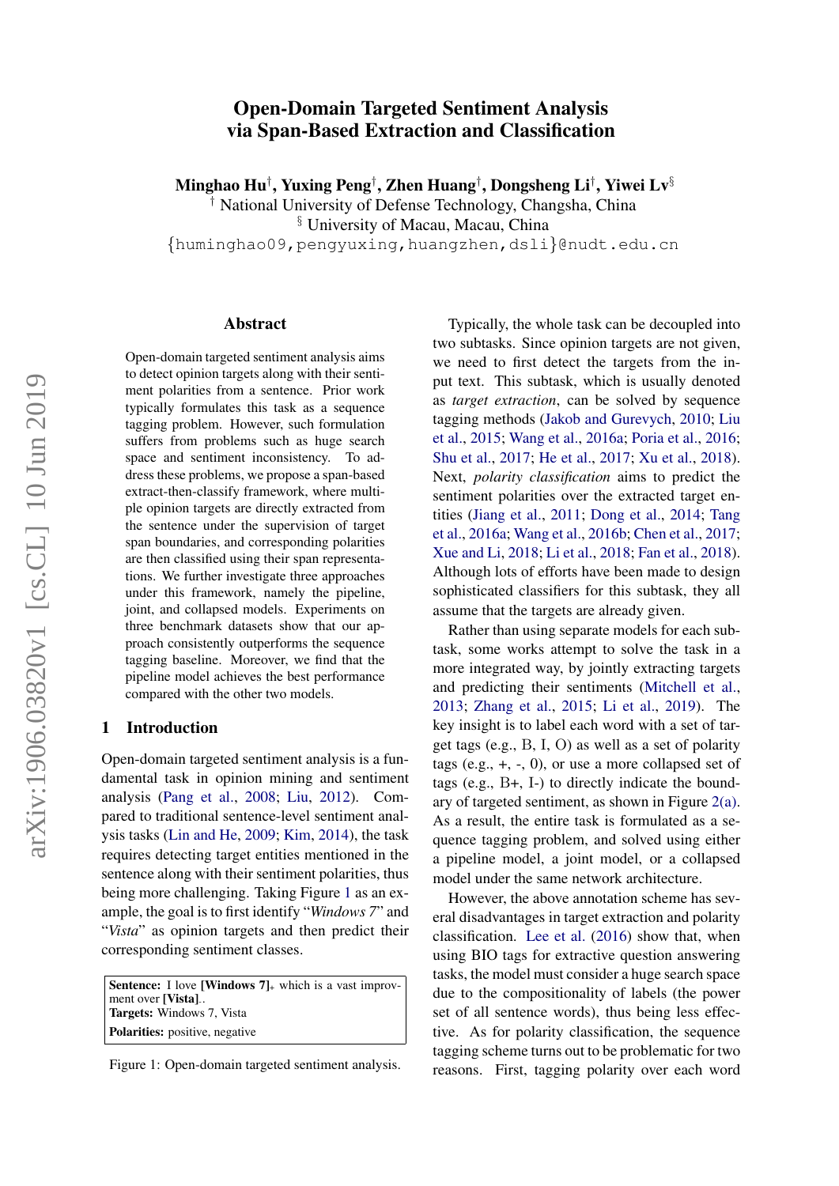# Open-Domain Targeted Sentiment Analysis via Span-Based Extraction and Classification

**Minghao Hu**[†], **Yuxing Peng**[†], **Zhen Huang**[†], **Dongsheng Li**[†], **Yiwei Lv**[§]

[†] National University of Defense Technology, Changsha, China

[§] University of Macau, Macau, China

{huminghao09,pengyuxing,huangzhen,dsli}@nudt.edu.cn

## Abstract

Open-domain targeted sentiment analysis aims to detect opinion targets along with their sentiment polarities from a sentence. Prior work typically formulates this task as a sequence tagging problem. However, such formulation suffers from problems such as huge search space and sentiment inconsistency. To address these problems, we propose a span-based extract-then-classify framework, where multiple opinion targets are directly extracted from the sentence under the supervision of target span boundaries, and corresponding polarities are then classified using their span representations. We further investigate three approaches under this framework, namely the pipeline, joint, and collapsed models. Experiments on three benchmark datasets show that our approach consistently outperforms the sequence tagging baseline. Moreover, we find that the pipeline model achieves the best performance compared with the other two models.

## 1 Introduction

Open-domain targeted sentiment analysis is a fundamental task in opinion mining and sentiment analysis (Pang et al., 2008; Liu, 2012). Compared to traditional sentence-level sentiment analysis tasks (Lin and He, 2009; Kim, 2014), the task requires detecting target entities mentioned in the sentence along with their sentiment polarities, thus being more challenging. Taking Figure 1 as an example, the goal is to first identify "*Windows 7*" and "*Vista*" as opinion targets and then predict their corresponding sentiment classes.

**Sentence:** I love **[Windows 7]**$_+$ which is a vast improvment over **[Vista]**$_-$.
**Targets:** Windows 7, Vista
**Polarities:** positive, negative

Figure 1: Open-domain targeted sentiment analysis.

Typically, the whole task can be decoupled into two subtasks. Since opinion targets are not given, we need to first detect the targets from the input text. This subtask, which is usually denoted as *target extraction*, can be solved by sequence tagging methods (Jakob and Gurevych, 2010; Liu et al., 2015; Wang et al., 2016a; Poria et al., 2016; Shu et al., 2017; He et al., 2017; Xu et al., 2018). Next, *polarity classification* aims to predict the sentiment polarities over the extracted target entities (Jiang et al., 2011; Dong et al., 2014; Tang et al., 2016a; Wang et al., 2016b; Chen et al., 2017; Xue and Li, 2018; Li et al., 2018; Fan et al., 2018). Although lots of efforts have been made to design sophisticated classifiers for this subtask, they all assume that the targets are already given.

Rather than using separate models for each subtask, some works attempt to solve the task in a more integrated way, by jointly extracting targets and predicting their sentiments (Mitchell et al., 2013; Zhang et al., 2015; Li et al., 2019). The key insight is to label each word with a set of target tags (e.g., B, I, O) as well as a set of polarity tags (e.g., +, -, 0), or use a more collapsed set of tags (e.g., B+, I-) to directly indicate the boundary of targeted sentiment, as shown in Figure 2(a). As a result, the entire task is formulated as a sequence tagging problem, and solved using either a pipeline model, a joint model, or a collapsed model under the same network architecture.

However, the above annotation scheme has several disadvantages in target extraction and polarity classification. Lee et al. (2016) show that, when using BIO tags for extractive question answering tasks, the model must consider a huge search space due to the compositionality of labels (the power set of all sentence words), thus being less effective. As for polarity classification, the sequence tagging scheme turns out to be problematic for two reasons. First, tagging polarity over each word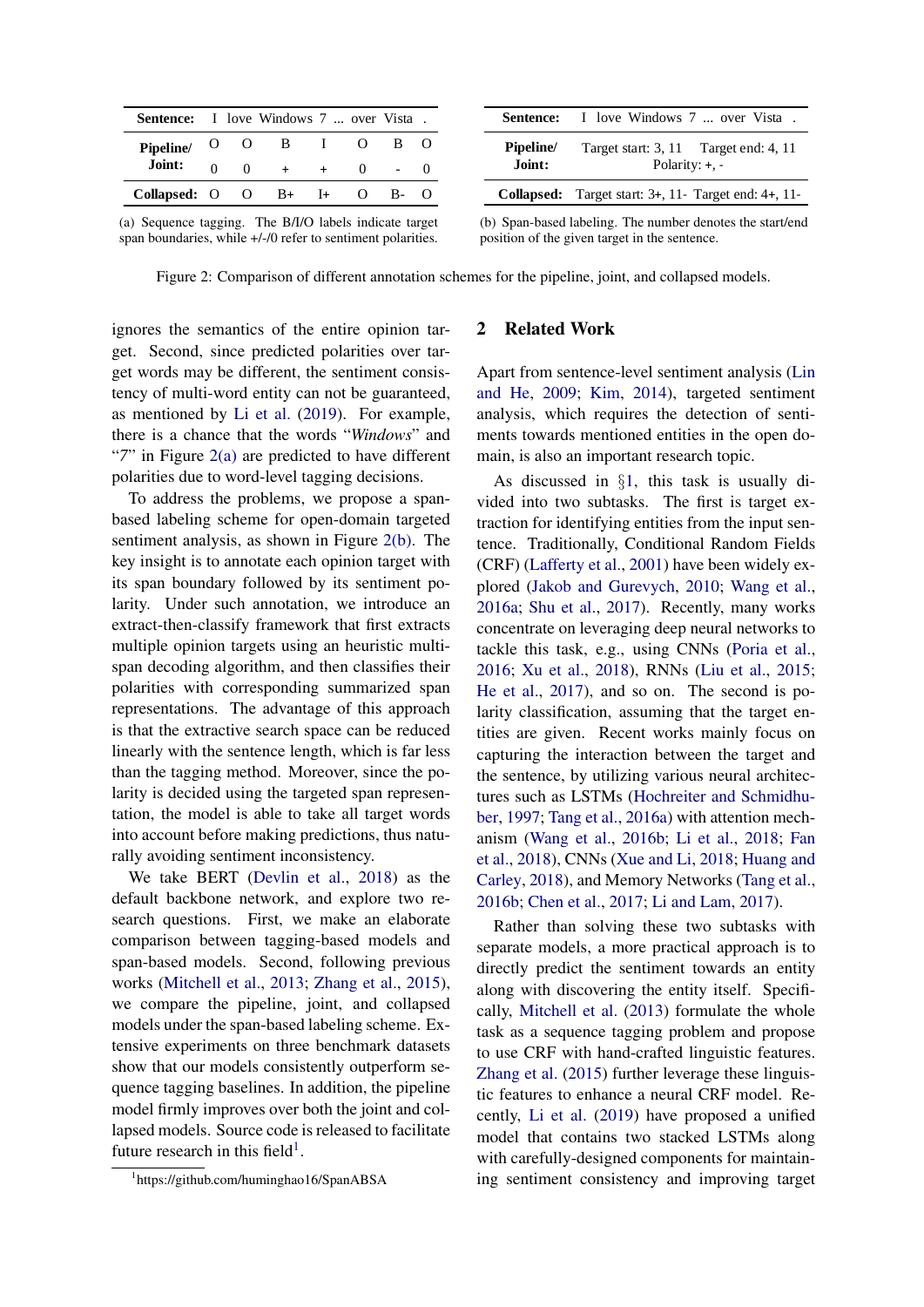| Sentence: | I | love | Windows | 7 | ... | over | Vista | . |
|---|---|---|---|---|---|---|---|---|
| Pipeline/ Joint: | O | O | B | I | | O | B | O |
| | 0 | 0 | + | + | | 0 | - | 0 |
| Collapsed: | O | O | B+ | I+ | | O | B- | O |

(a) Sequence tagging. The B/I/O labels indicate target span boundaries, while +/-/0 refer to sentiment polarities.

| Sentence: | I love Windows 7 ... over Vista . |
|---|---|
| Pipeline/ Joint: | Target start: 3, 11 Target end: 4, 11 Polarity: +, - |
| Collapsed: | Target start: 3+, 11- Target end: 4+, 11- |

(b) Span-based labeling. The number denotes the start/end position of the given target in the sentence.

Figure 2: Comparison of different annotation schemes for the pipeline, joint, and collapsed models.

ignores the semantics of the entire opinion target. Second, since predicted polarities over target words may be different, the sentiment consistency of multi-word entity can not be guaranteed, as mentioned by Li et al. (2019). For example, there is a chance that the words "*Windows*" and "*7*" in Figure 2(a) are predicted to have different polarities due to word-level tagging decisions.

To address the problems, we propose a span-based labeling scheme for open-domain targeted sentiment analysis, as shown in Figure 2(b). The key insight is to annotate each opinion target with its span boundary followed by its sentiment polarity. Under such annotation, we introduce an extract-then-classify framework that first extracts multiple opinion targets using an heuristic multi-span decoding algorithm, and then classifies their polarities with corresponding summarized span representations. The advantage of this approach is that the extractive search space can be reduced linearly with the sentence length, which is far less than the tagging method. Moreover, since the polarity is decided using the targeted span representation, the model is able to take all target words into account before making predictions, thus naturally avoiding sentiment inconsistency.

We take BERT (Devlin et al., 2018) as the default backbone network, and explore two research questions. First, we make an elaborate comparison between tagging-based models and span-based models. Second, following previous works (Mitchell et al., 2013; Zhang et al., 2015), we compare the pipeline, joint, and collapsed models under the span-based labeling scheme. Extensive experiments on three benchmark datasets show that our models consistently outperform sequence tagging baselines. In addition, the pipeline model firmly improves over both the joint and collapsed models. Source code is released to facilitate future research in this field[1].

[1]https://github.com/huminghao16/SpanABSA

## 2 Related Work

Apart from sentence-level sentiment analysis (Lin and He, 2009; Kim, 2014), targeted sentiment analysis, which requires the detection of sentiments towards mentioned entities in the open domain, is also an important research topic.

As discussed in §1, this task is usually divided into two subtasks. The first is target extraction for identifying entities from the input sentence. Traditionally, Conditional Random Fields (CRF) (Lafferty et al., 2001) have been widely explored (Jakob and Gurevych, 2010; Wang et al., 2016a; Shu et al., 2017). Recently, many works concentrate on leveraging deep neural networks to tackle this task, e.g., using CNNs (Poria et al., 2016; Xu et al., 2018), RNNs (Liu et al., 2015; He et al., 2017), and so on. The second is polarity classification, assuming that the target entities are given. Recent works mainly focus on capturing the interaction between the target and the sentence, by utilizing various neural architectures such as LSTMs (Hochreiter and Schmidhuber, 1997; Tang et al., 2016a) with attention mechanism (Wang et al., 2016b; Li et al., 2018; Fan et al., 2018), CNNs (Xue and Li, 2018; Huang and Carley, 2018), and Memory Networks (Tang et al., 2016b; Chen et al., 2017; Li and Lam, 2017).

Rather than solving these two subtasks with separate models, a more practical approach is to directly predict the sentiment towards an entity along with discovering the entity itself. Specifically, Mitchell et al. (2013) formulate the whole task as a sequence tagging problem and propose to use CRF with hand-crafted linguistic features. Zhang et al. (2015) further leverage these linguistic features to enhance a neural CRF model. Recently, Li et al. (2019) have proposed a unified model that contains two stacked LSTMs along with carefully-designed components for maintaining sentiment consistency and improving target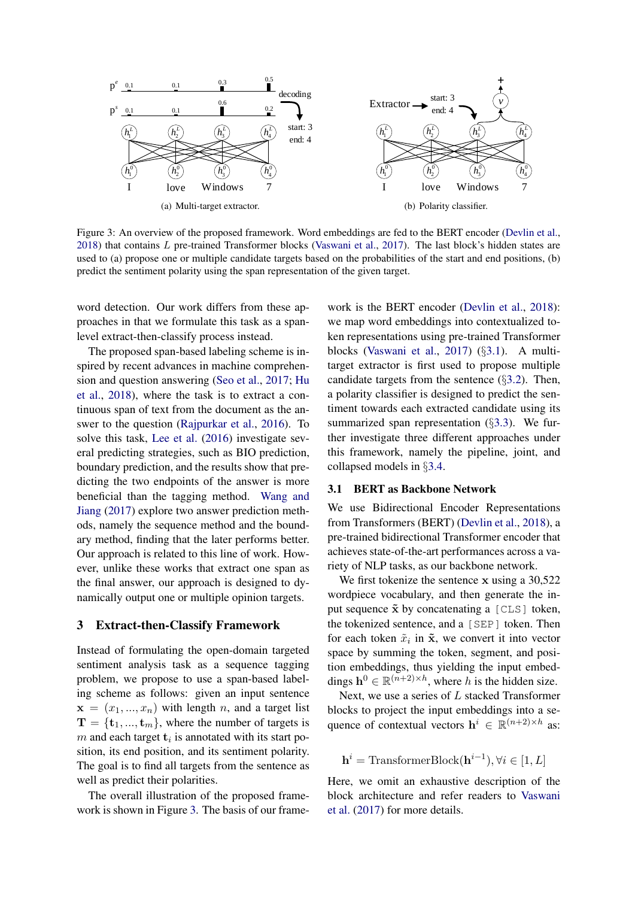(a) Multi-target extractor.

(b) Polarity classifier.

Figure 3: An overview of the proposed framework. Word embeddings are fed to the BERT encoder (Devlin et al., 2018) that contains $L$ pre-trained Transformer blocks (Vaswani et al., 2017). The last block's hidden states are used to (a) propose one or multiple candidate targets based on the probabilities of the start and end positions, (b) predict the sentiment polarity using the span representation of the given target.

word detection. Our work differs from these approaches in that we formulate this task as a span-level extract-then-classify process instead.

The proposed span-based labeling scheme is inspired by recent advances in machine comprehension and question answering (Seo et al., 2017; Hu et al., 2018), where the task is to extract a continuous span of text from the document as the answer to the question (Rajpurkar et al., 2016). To solve this task, Lee et al. (2016) investigate several predicting strategies, such as BIO prediction, boundary prediction, and the results show that predicting the two endpoints of the answer is more beneficial than the tagging method. Wang and Jiang (2017) explore two answer prediction methods, namely the sequence method and the boundary method, finding that the later performs better. Our approach is related to this line of work. However, unlike these works that extract one span as the final answer, our approach is designed to dynamically output one or multiple opinion targets.

## 3 Extract-then-Classify Framework

Instead of formulating the open-domain targeted sentiment analysis task as a sequence tagging problem, we propose to use a span-based labeling scheme as follows: given an input sentence $\mathbf{x} = (x_1, ..., x_n)$ with length $n$, and a target list $\mathbf{T} = \{\mathbf{t}_1, ..., \mathbf{t}_m\}$, where the number of targets is $m$ and each target $\mathbf{t}_i$ is annotated with its start position, its end position, and its sentiment polarity. The goal is to find all targets from the sentence as well as predict their polarities.

The overall illustration of the proposed framework is shown in Figure 3. The basis of our framework is the BERT encoder (Devlin et al., 2018): we map word embeddings into contextualized token representations using pre-trained Transformer blocks (Vaswani et al., 2017) (§3.1). A multi-target extractor is first used to propose multiple candidate targets from the sentence (§3.2). Then, a polarity classifier is designed to predict the sentiment towards each extracted candidate using its summarized span representation (§3.3). We further investigate three different approaches under this framework, namely the pipeline, joint, and collapsed models in §3.4.

### 3.1 BERT as Backbone Network

We use Bidirectional Encoder Representations from Transformers (BERT) (Devlin et al., 2018), a pre-trained bidirectional Transformer encoder that achieves state-of-the-art performances across a variety of NLP tasks, as our backbone network.

We first tokenize the sentence $\mathbf{x}$ using a 30,522 wordpiece vocabulary, and then generate the input sequence $\tilde{\mathbf{x}}$ by concatenating a `[CLS]` token, the tokenized sentence, and a `[SEP]` token. Then for each token $\tilde{x}_i$ in $\tilde{\mathbf{x}}$, we convert it into vector space by summing the token, segment, and position embeddings, thus yielding the input embeddings $\mathbf{h}^0 \in \mathbb{R}^{(n+2)\times h}$, where $h$ is the hidden size.

Next, we use a series of $L$ stacked Transformer blocks to project the input embeddings into a sequence of contextual vectors $\mathbf{h}^i \in \mathbb{R}^{(n+2)\times h}$ as:

$$\mathbf{h}^i = \text{TransformerBlock}(\mathbf{h}^{i-1}), \forall i \in [1, L]$$

Here, we omit an exhaustive description of the block architecture and refer readers to Vaswani et al. (2017) for more details.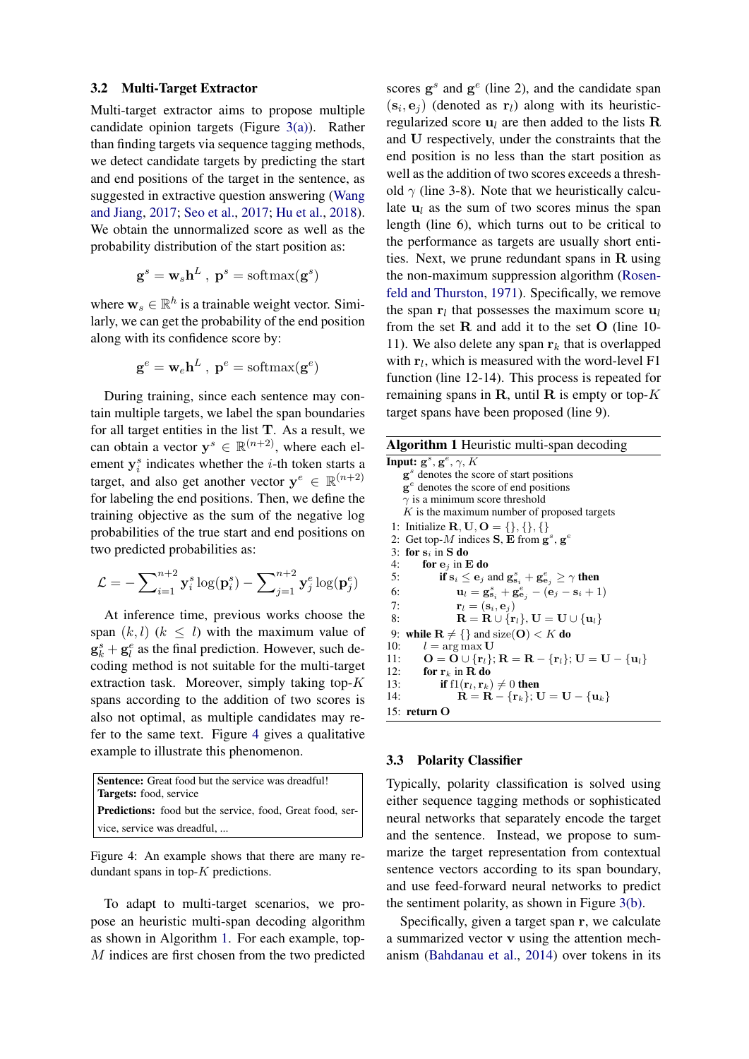### 3.2 Multi-Target Extractor

Multi-target extractor aims to propose multiple candidate opinion targets (Figure 3(a)). Rather than finding targets via sequence tagging methods, we detect candidate targets by predicting the start and end positions of the target in the sentence, as suggested in extractive question answering (Wang and Jiang, 2017; Seo et al., 2017; Hu et al., 2018). We obtain the unnormalized score as well as the probability distribution of the start position as:

$$\mathbf{g}^s = \mathbf{w}_s \mathbf{h}^L \ , \ \mathbf{p}^s = \mathrm{softmax}(\mathbf{g}^s)$$

where $\mathbf{w}_s \in \mathbb{R}^h$ is a trainable weight vector. Similarly, we can get the probability of the end position along with its confidence score by:

$$\mathbf{g}^e = \mathbf{w}_e \mathbf{h}^L \ , \ \mathbf{p}^e = \mathrm{softmax}(\mathbf{g}^e)$$

During training, since each sentence may contain multiple targets, we label the span boundaries for all target entities in the list $\mathbf{T}$. As a result, we can obtain a vector $\mathbf{y}^s \in \mathbb{R}^{(n+2)}$, where each element $\mathbf{y}^s_i$ indicates whether the $i$-th token starts a target, and also get another vector $\mathbf{y}^e \in \mathbb{R}^{(n+2)}$ for labeling the end positions. Then, we define the training objective as the sum of the negative log probabilities of the true start and end positions on two predicted probabilities as:

$$\mathcal{L} = -\sum_{i=1}^{n+2} \mathbf{y}^s_i \log(\mathbf{p}^s_i) - \sum_{j=1}^{n+2} \mathbf{y}^e_j \log(\mathbf{p}^e_j)$$

At inference time, previous works choose the span $(k, l)$ $(k \leq l)$ with the maximum value of $\mathbf{g}^s_k + \mathbf{g}^e_l$ as the final prediction. However, such decoding method is not suitable for the multi-target extraction task. Moreover, simply taking top-$K$ spans according to the addition of two scores is also not optimal, as multiple candidates may refer to the same text. Figure 4 gives a qualitative example to illustrate this phenomenon.

**Sentence:** Great food but the service was dreadful!
**Targets:** food, service
**Predictions:** food but the service, food, Great food, service, service was dreadful, ...

Figure 4: An example shows that there are many redundant spans in top-$K$ predictions.

To adapt to multi-target scenarios, we propose an heuristic multi-span decoding algorithm as shown in Algorithm 1. For each example, top-$M$ indices are first chosen from the two predicted scores $\mathbf{g}^s$ and $\mathbf{g}^e$ (line 2), and the candidate span $(\mathbf{s}_i, \mathbf{e}_j)$ (denoted as $\mathbf{r}_l$) along with its heuristic-regularized score $\mathbf{u}_l$ are then added to the lists $\mathbf{R}$ and $\mathbf{U}$ respectively, under the constraints that the end position is no less than the start position as well as the addition of two scores exceeds a threshold $\gamma$ (line 3-8). Note that we heuristically calculate $\mathbf{u}_l$ as the sum of two scores minus the span length (line 6), which turns out to be critical to the performance as targets are usually short entities. Next, we prune redundant spans in $\mathbf{R}$ using the non-maximum suppression algorithm (Rosenfeld and Thurston, 1971). Specifically, we remove the span $\mathbf{r}_l$ that possesses the maximum score $\mathbf{u}_l$ from the set $\mathbf{R}$ and add it to the set $\mathbf{O}$ (line 10-11). We also delete any span $\mathbf{r}_k$ that is overlapped with $\mathbf{r}_l$, which is measured with the word-level F1 function (line 12-14). This process is repeated for remaining spans in $\mathbf{R}$, until $\mathbf{R}$ is empty or top-$K$ target spans have been proposed (line 9).

**Algorithm 1** Heuristic multi-span decoding

**Input:** $\mathbf{g}^s, \mathbf{g}^e, \gamma, K$
$\mathbf{g}^s$ denotes the score of start positions
$\mathbf{g}^e$ denotes the score of end positions
$\gamma$ is a minimum score threshold
$K$ is the maximum number of proposed targets

1: Initialize $\mathbf{R}, \mathbf{U}, \mathbf{O} = \{\}, \{\}, \{\}$
2: Get top-$M$ indices $\mathbf{S}, \mathbf{E}$ from $\mathbf{g}^s, \mathbf{g}^e$
3: **for** $\mathbf{s}_i$ in $\mathbf{S}$ **do**
4: &nbsp;&nbsp;&nbsp;&nbsp;**for** $\mathbf{e}_j$ in $\mathbf{E}$ **do**
5: &nbsp;&nbsp;&nbsp;&nbsp;&nbsp;&nbsp;&nbsp;&nbsp;**if** $\mathbf{s}_i \leq \mathbf{e}_j$ and $\mathbf{g}^s_{\mathbf{s}_i} + \mathbf{g}^e_{\mathbf{e}_j} \geq \gamma$ **then**
6: &nbsp;&nbsp;&nbsp;&nbsp;&nbsp;&nbsp;&nbsp;&nbsp;&nbsp;&nbsp;&nbsp;&nbsp;$\mathbf{u}_l = \mathbf{g}^s_{\mathbf{s}_i} + \mathbf{g}^e_{\mathbf{e}_j} - (\mathbf{e}_j - \mathbf{s}_i + 1)$
7: &nbsp;&nbsp;&nbsp;&nbsp;&nbsp;&nbsp;&nbsp;&nbsp;&nbsp;&nbsp;&nbsp;&nbsp;$\mathbf{r}_l = (\mathbf{s}_i, \mathbf{e}_j)$
8: &nbsp;&nbsp;&nbsp;&nbsp;&nbsp;&nbsp;&nbsp;&nbsp;&nbsp;&nbsp;&nbsp;&nbsp;$\mathbf{R} = \mathbf{R} \cup \{\mathbf{r}_l\}, \mathbf{U} = \mathbf{U} \cup \{\mathbf{u}_l\}$
9: **while** $\mathbf{R} \neq \{\}$ and size$(\mathbf{O}) < K$ **do**
10: &nbsp;&nbsp;&nbsp;&nbsp;$l = \arg\max \mathbf{U}$
11: &nbsp;&nbsp;&nbsp;&nbsp;$\mathbf{O} = \mathbf{O} \cup \{\mathbf{r}_l\}; \mathbf{R} = \mathbf{R} - \{\mathbf{r}_l\}; \mathbf{U} = \mathbf{U} - \{\mathbf{u}_l\}$
12: &nbsp;&nbsp;&nbsp;&nbsp;**for** $\mathbf{r}_k$ in $\mathbf{R}$ **do**
13: &nbsp;&nbsp;&nbsp;&nbsp;&nbsp;&nbsp;&nbsp;&nbsp;**if** $\mathrm{f1}(\mathbf{r}_l, \mathbf{r}_k) \neq 0$ **then**
14: &nbsp;&nbsp;&nbsp;&nbsp;&nbsp;&nbsp;&nbsp;&nbsp;&nbsp;&nbsp;&nbsp;&nbsp;$\mathbf{R} = \mathbf{R} - \{\mathbf{r}_k\}; \mathbf{U} = \mathbf{U} - \{\mathbf{u}_k\}$
15: **return** $\mathbf{O}$

### 3.3 Polarity Classifier

Typically, polarity classification is solved using either sequence tagging methods or sophisticated neural networks that separately encode the target and the sentence. Instead, we propose to summarize the target representation from contextual sentence vectors according to its span boundary, and use feed-forward neural networks to predict the sentiment polarity, as shown in Figure 3(b).

Specifically, given a target span $\mathbf{r}$, we calculate a summarized vector $\mathbf{v}$ using the attention mechanism (Bahdanau et al., 2014) over tokens in its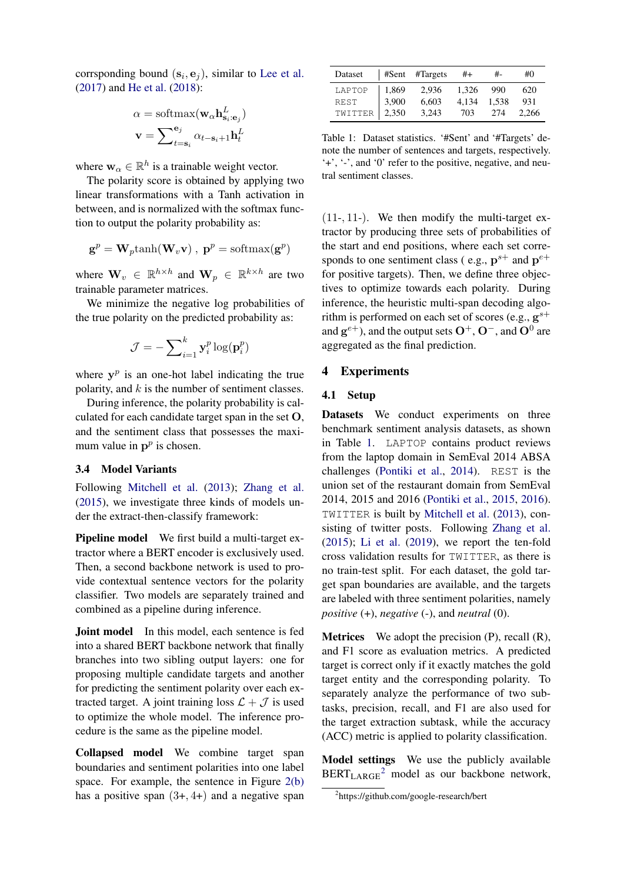corrsponding bound $(\mathbf{s}_i, \mathbf{e}_j)$, similar to Lee et al. (2017) and He et al. (2018):

$$\alpha = \text{softmax}(\mathbf{w}_\alpha \mathbf{h}^L_{\mathbf{s}_i:\mathbf{e}_j})$$
$$\mathbf{v} = \sum_{t=\mathbf{s}_i}^{\mathbf{e}_j} \alpha_{t-\mathbf{s}_i+1} \mathbf{h}^L_t$$

where $\mathbf{w}_\alpha \in \mathbb{R}^h$ is a trainable weight vector.

The polarity score is obtained by applying two linear transformations with a Tanh activation in between, and is normalized with the softmax function to output the polarity probability as:

$$\mathbf{g}^p = \mathbf{W}_p \tanh(\mathbf{W}_v \mathbf{v}) \ , \ \mathbf{p}^p = \text{softmax}(\mathbf{g}^p)$$

where $\mathbf{W}_v \in \mathbb{R}^{h \times h}$ and $\mathbf{W}_p \in \mathbb{R}^{k \times h}$ are two trainable parameter matrices.

We minimize the negative log probabilities of the true polarity on the predicted probability as:

$$\mathcal{J} = -\sum_{i=1}^{k} \mathbf{y}^p_i \log(\mathbf{p}^p_i)$$

where $\mathbf{y}^p$ is an one-hot label indicating the true polarity, and $k$ is the number of sentiment classes.

During inference, the polarity probability is calculated for each candidate target span in the set $\mathbf{O}$, and the sentiment class that possesses the maximum value in $\mathbf{p}^p$ is chosen.

### 3.4 Model Variants

Following Mitchell et al. (2013); Zhang et al. (2015), we investigate three kinds of models under the extract-then-classify framework:

**Pipeline model** We first build a multi-target extractor where a BERT encoder is exclusively used. Then, a second backbone network is used to provide contextual sentence vectors for the polarity classifier. Two models are separately trained and combined as a pipeline during inference.

**Joint model** In this model, each sentence is fed into a shared BERT backbone network that finally branches into two sibling output layers: one for proposing multiple candidate targets and another for predicting the sentiment polarity over each extracted target. A joint training loss $\mathcal{L} + \mathcal{J}$ is used to optimize the whole model. The inference procedure is the same as the pipeline model.

**Collapsed model** We combine target span boundaries and sentiment polarities into one label space. For example, the sentence in Figure 2(b) has a positive span $(3+, 4+)$ and a negative span $(11-, 11-)$. We then modify the multi-target extractor by producing three sets of probabilities of the start and end positions, where each set corresponds to one sentiment class ( e.g., $\mathbf{p}^{s+}$ and $\mathbf{p}^{e+}$ for positive targets). Then, we define three objectives to optimize towards each polarity. During inference, the heuristic multi-span decoding algorithm is performed on each set of scores (e.g., $\mathbf{g}^{s+}$ and $\mathbf{g}^{e+}$), and the output sets $\mathbf{O}^+$, $\mathbf{O}^-$, and $\mathbf{O}^0$ are aggregated as the final prediction.

| Dataset | #Sent | #Targets | #+ | #- | #0 |
|---|---|---|---|---|---|
| LAPTOP | 1,869 | 2,936 | 1,326 | 990 | 620 |
| REST | 3,900 | 6,603 | 4,134 | 1,538 | 931 |
| TWITTER | 2,350 | 3,243 | 703 | 274 | 2,266 |

Table 1: Dataset statistics. '#Sent' and '#Targets' denote the number of sentences and targets, respectively. '+', '-', and '0' refer to the positive, negative, and neutral sentiment classes.

## 4 Experiments

### 4.1 Setup

**Datasets** We conduct experiments on three benchmark sentiment analysis datasets, as shown in Table 1. LAPTOP contains product reviews from the laptop domain in SemEval 2014 ABSA challenges (Pontiki et al., 2014). REST is the union set of the restaurant domain from SemEval 2014, 2015 and 2016 (Pontiki et al., 2015, 2016). TWITTER is built by Mitchell et al. (2013), consisting of twitter posts. Following Zhang et al. (2015); Li et al. (2019), we report the ten-fold cross validation results for TWITTER, as there is no train-test split. For each dataset, the gold target span boundaries are available, and the targets are labeled with three sentiment polarities, namely *positive* (+), *negative* (-), and *neutral* (0).

**Metrices** We adopt the precision (P), recall (R), and F1 score as evaluation metrics. A predicted target is correct only if it exactly matches the gold target entity and the corresponding polarity. To separately analyze the performance of two subtasks, precision, recall, and F1 are also used for the target extraction subtask, while the accuracy (ACC) metric is applied to polarity classification.

**Model settings** We use the publicly available $\text{BERT}_{\text{LARGE}}$[2] model as our backbone network,

[2]https://github.com/google-research/bert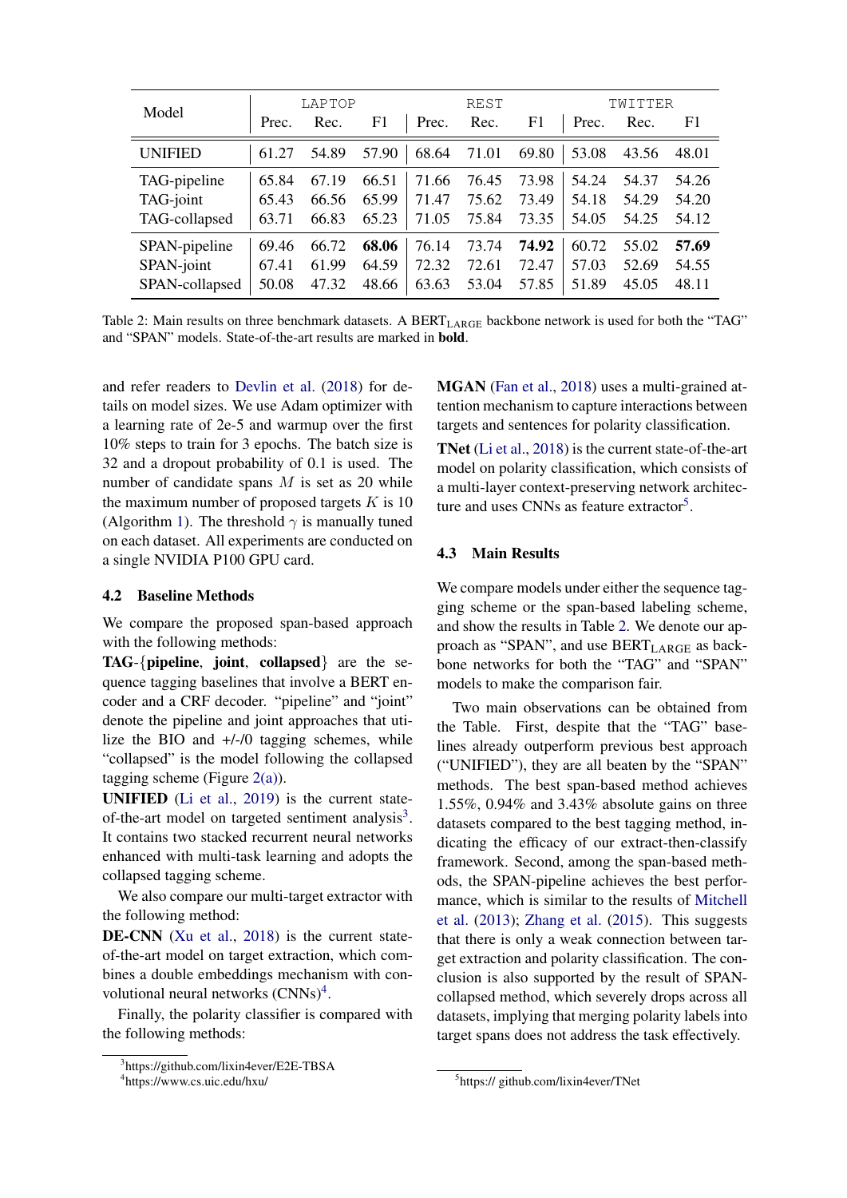| Model | LAPTOP | | | REST | | | TWITTER | | |
|---|---|---|---|---|---|---|---|---|---|
| | Prec. | Rec. | F1 | Prec. | Rec. | F1 | Prec. | Rec. | F1 |
| UNIFIED | 61.27 | 54.89 | 57.90 | 68.64 | 71.01 | 69.80 | 53.08 | 43.56 | 48.01 |
| TAG-pipeline | 65.84 | 67.19 | 66.51 | 71.66 | 76.45 | 73.98 | 54.24 | 54.37 | 54.26 |
| TAG-joint | 65.43 | 66.56 | 65.99 | 71.47 | 75.62 | 73.49 | 54.18 | 54.29 | 54.20 |
| TAG-collapsed | 63.71 | 66.83 | 65.23 | 71.05 | 75.84 | 73.35 | 54.05 | 54.25 | 54.12 |
| SPAN-pipeline | 69.46 | 66.72 | **68.06** | 76.14 | 73.74 | **74.92** | 60.72 | 55.02 | **57.69** |
| SPAN-joint | 67.41 | 61.99 | 64.59 | 72.32 | 72.61 | 72.47 | 57.03 | 52.69 | 54.55 |
| SPAN-collapsed | 50.08 | 47.32 | 48.66 | 63.63 | 53.04 | 57.85 | 51.89 | 45.05 | 48.11 |

Table 2: Main results on three benchmark datasets. A $\text{BERT}_{\text{LARGE}}$ backbone network is used for both the "TAG" and "SPAN" models. State-of-the-art results are marked in **bold**.

and refer readers to Devlin et al. (2018) for details on model sizes. We use Adam optimizer with a learning rate of 2e-5 and warmup over the first 10% steps to train for 3 epochs. The batch size is 32 and a dropout probability of 0.1 is used. The number of candidate spans $M$ is set as 20 while the maximum number of proposed targets $K$ is 10 (Algorithm 1). The threshold $\gamma$ is manually tuned on each dataset. All experiments are conducted on a single NVIDIA P100 GPU card.

### 4.2 Baseline Methods

We compare the proposed span-based approach with the following methods:

**TAG**-{**pipeline**, **joint**, **collapsed**} are the sequence tagging baselines that involve a BERT encoder and a CRF decoder. "pipeline" and "joint" denote the pipeline and joint approaches that utilize the BIO and +/-/0 tagging schemes, while "collapsed" is the model following the collapsed tagging scheme (Figure 2(a)).

**UNIFIED** (Li et al., 2019) is the current state-of-the-art model on targeted sentiment analysis[3]. It contains two stacked recurrent neural networks enhanced with multi-task learning and adopts the collapsed tagging scheme.

We also compare our multi-target extractor with the following method:

**DE-CNN** (Xu et al., 2018) is the current state-of-the-art model on target extraction, which combines a double embeddings mechanism with convolutional neural networks (CNNs)[4].

Finally, the polarity classifier is compared with the following methods:

**MGAN** (Fan et al., 2018) uses a multi-grained attention mechanism to capture interactions between targets and sentences for polarity classification.

**TNet** (Li et al., 2018) is the current state-of-the-art model on polarity classification, which consists of a multi-layer context-preserving network architecture and uses CNNs as feature extractor[5].

### 4.3 Main Results

We compare models under either the sequence tagging scheme or the span-based labeling scheme, and show the results in Table 2. We denote our approach as "SPAN", and use $\text{BERT}_{\text{LARGE}}$ as backbone networks for both the "TAG" and "SPAN" models to make the comparison fair.

Two main observations can be obtained from the Table. First, despite that the "TAG" baselines already outperform previous best approach ("UNIFIED"), they are all beaten by the "SPAN" methods. The best span-based method achieves 1.55%, 0.94% and 3.43% absolute gains on three datasets compared to the best tagging method, indicating the efficacy of our extract-then-classify framework. Second, among the span-based methods, the SPAN-pipeline achieves the best performance, which is similar to the results of Mitchell et al. (2013); Zhang et al. (2015). This suggests that there is only a weak connection between target extraction and polarity classification. The conclusion is also supported by the result of SPAN-collapsed method, which severely drops across all datasets, implying that merging polarity labels into target spans does not address the task effectively.

[3]https://github.com/lixin4ever/E2E-TBSA

[4]https://www.cs.uic.edu/hxu/

[5]https:// github.com/lixin4ever/TNet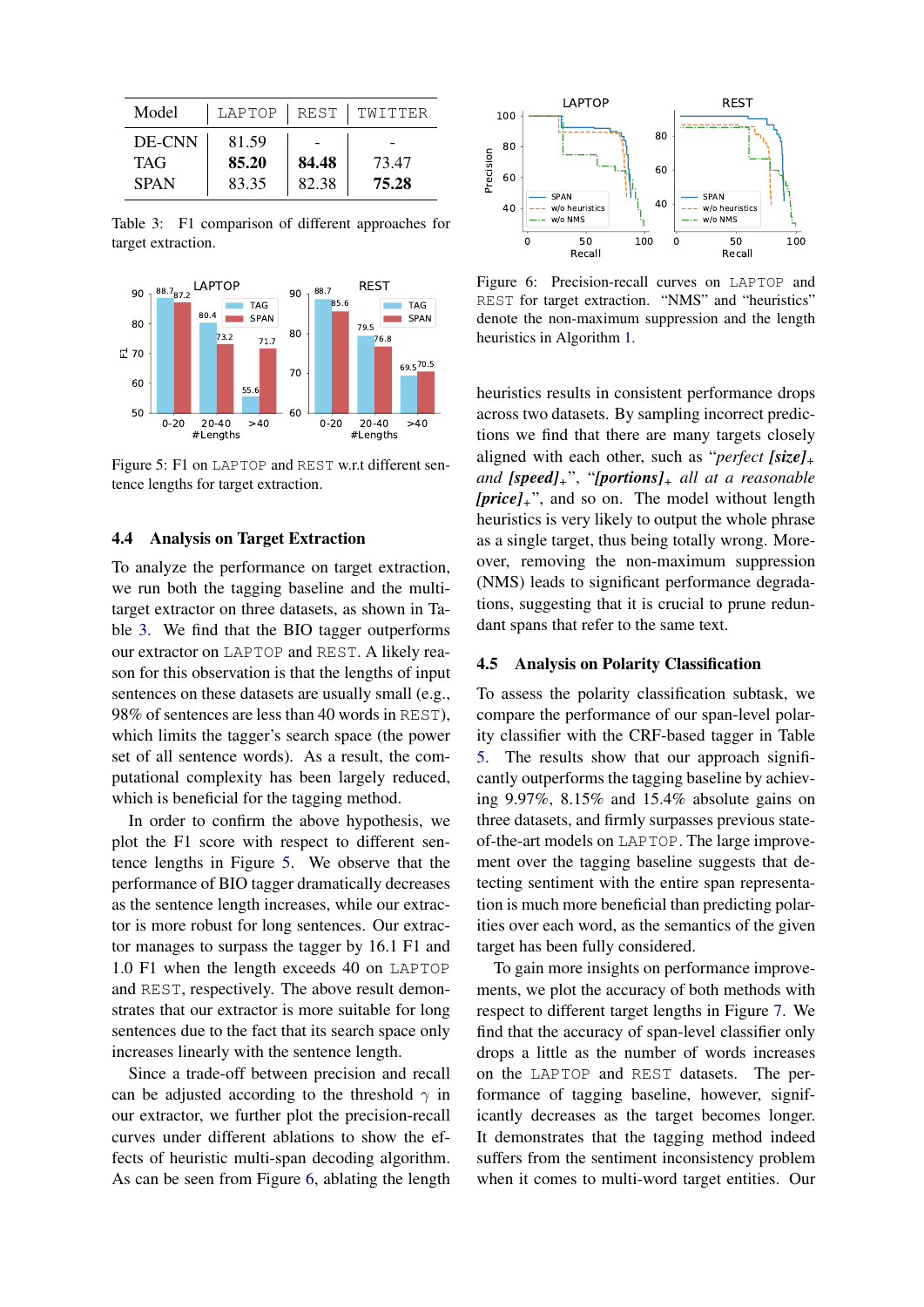| Model | LAPTOP | REST | TWITTER |
|---|---|---|---|
| DE-CNN | 81.59 | - | - |
| TAG | **85.20** | **84.48** | 73.47 |
| SPAN | 83.35 | 82.38 | **75.28** |

Table 3: F1 comparison of different approaches for target extraction.

LAPTOP
90
80
F1 70
60
50
88.7 87.2
80.4
73.2
71.7
55.6
TAG
SPAN
0-20 20-40 >40
#Lengths

REST
90
80
70
60
88.7
85.6
79.5
76.8
69.5 70.5
TAG
SPAN
0-20 20-40 >40
#Lengths

Figure 5: F1 on LAPTOP and REST w.r.t different sentence lengths for target extraction.

LAPTOP
Precision
100
80
60
40
SPAN
w/o heuristics
w/o NMS
0 50 100
Recall

REST
80
60
40
SPAN
w/o heuristics
w/o NMS
0 50 100
Recall

Figure 6: Precision-recall curves on LAPTOP and REST for target extraction. "NMS" and "heuristics" denote the non-maximum suppression and the length heuristics in Algorithm 1.

### 4.4 Analysis on Target Extraction

To analyze the performance on target extraction, we run both the tagging baseline and the multi-target extractor on three datasets, as shown in Table 3. We find that the BIO tagger outperforms our extractor on LAPTOP and REST. A likely reason for this observation is that the lengths of input sentences on these datasets are usually small (e.g., 98% of sentences are less than 40 words in REST), which limits the tagger's search space (the power set of all sentence words). As a result, the computational complexity has been largely reduced, which is beneficial for the tagging method.

In order to confirm the above hypothesis, we plot the F1 score with respect to different sentence lengths in Figure 5. We observe that the performance of BIO tagger dramatically decreases as the sentence length increases, while our extractor is more robust for long sentences. Our extractor manages to surpass the tagger by 16.1 F1 and 1.0 F1 when the length exceeds 40 on LAPTOP and REST, respectively. The above result demonstrates that our extractor is more suitable for long sentences due to the fact that its search space only increases linearly with the sentence length.

Since a trade-off between precision and recall can be adjusted according to the threshold $\gamma$ in our extractor, we further plot the precision-recall curves under different ablations to show the effects of heuristic multi-span decoding algorithm. As can be seen from Figure 6, ablating the length heuristics results in consistent performance drops across two datasets. By sampling incorrect predictions we find that there are many targets closely aligned with each other, such as "*perfect **[size]**$_+$ and **[speed]**$_+$*", "***[portions]**$_+$ all at a reasonable **[price]**$_+$*", and so on. The model without length heuristics is very likely to output the whole phrase as a single target, thus being totally wrong. Moreover, removing the non-maximum suppression (NMS) leads to significant performance degradations, suggesting that it is crucial to prune redundant spans that refer to the same text.

### 4.5 Analysis on Polarity Classification

To assess the polarity classification subtask, we compare the performance of our span-level polarity classifier with the CRF-based tagger in Table 5. The results show that our approach significantly outperforms the tagging baseline by achieving 9.97%, 8.15% and 15.4% absolute gains on three datasets, and firmly surpasses previous state-of-the-art models on LAPTOP. The large improvement over the tagging baseline suggests that detecting sentiment with the entire span representation is much more beneficial than predicting polarities over each word, as the semantics of the given target has been fully considered.

To gain more insights on performance improvements, we plot the accuracy of both methods with respect to different target lengths in Figure 7. We find that the accuracy of span-level classifier only drops a little as the number of words increases on the LAPTOP and REST datasets. The performance of tagging baseline, however, significantly decreases as the target becomes longer. It demonstrates that the tagging method indeed suffers from the sentiment inconsistency problem when it comes to multi-word target entities. Our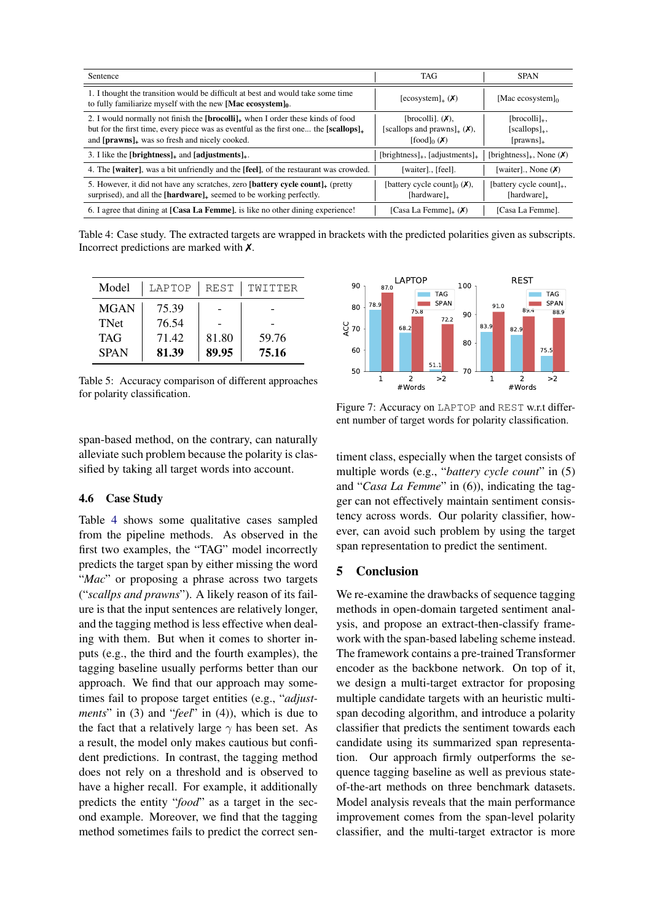| Sentence | TAG | SPAN |
|---|---|---|
| 1. I thought the transition would be difficult at best and would take some time to fully familiarize myself with the new **[Mac ecosystem]$_0$**. | [ecosystem]$_+$ (✗) | [Mac ecosystem]$_0$ |
| 2. I would normally not finish the **[brocolli]$_+$** when I order these kinds of food but for the first time, every piece was as eventful as the first one... the **[scallops]$_+$** and **[prawns]$_+$** was so fresh and nicely cooked. | [brocolli]$_-$ (✗), [scallops and prawns]$_+$ (✗), [food]$_0$ (✗) | [brocolli]$_+$, [scallops]$_+$, [prawns]$_+$ |
| 3. I like the **[brightness]$_+$** and **[adjustments]$_+$**. | [brightness]$_+$, [adjustments]$_+$ | [brightness]$_+$, None (✗) |
| 4. The **[waiter]$_-$** was a bit unfriendly and the **[feel]$_-$** of the restaurant was crowded. | [waiter]$_-$, [feel]$_-$ | [waiter]$_-$, None (✗) |
| 5. However, it did not have any scratches, zero **[battery cycle count]$_+$** (pretty surprised), and all the **[hardware]$_+$** seemed to be working perfectly. | [battery cycle count]$_0$ (✗), [hardware]$_+$ | [battery cycle count]$_+$, [hardware]$_+$ |
| 6. I agree that dining at **[Casa La Femme]$_-$** is like no other dining experience! | [Casa La Femme]$_+$ (✗) | [Casa La Femme]$_-$ |

Table 4: Case study. The extracted targets are wrapped in brackets with the predicted polarities given as subscripts. Incorrect predictions are marked with ✗.

| Model | LAPTOP | REST | TWITTER |
|---|---|---|---|
| MGAN | 75.39 | - | - |
| TNet | 76.54 | - | - |
| TAG | 71.42 | 81.80 | 59.76 |
| SPAN | **81.39** | **89.95** | **75.16** |

Table 5: Accuracy comparison of different approaches for polarity classification.

LAPTOP
TAG
SPAN
ACC
90 80 70 60 50
87.0 78.9 75.8 68.2 72.2 51.1
1 2 >2
#Words

REST
TAG
SPAN
100 90 80 70
91.0 83.9 89.4 82.9 88.9 75.5
1 2 >2
#Words

Figure 7: Accuracy on LAPTOP and REST w.r.t different number of target words for polarity classification.

span-based method, on the contrary, can naturally alleviate such problem because the polarity is classified by taking all target words into account.

### 4.6 Case Study

Table 4 shows some qualitative cases sampled from the pipeline methods. As observed in the first two examples, the "TAG" model incorrectly predicts the target span by either missing the word "*Mac*" or proposing a phrase across two targets ("*scallps and prawns*"). A likely reason of its failure is that the input sentences are relatively longer, and the tagging method is less effective when dealing with them. But when it comes to shorter inputs (e.g., the third and the fourth examples), the tagging baseline usually performs better than our approach. We find that our approach may sometimes fail to propose target entities (e.g., "*adjustments*" in (3) and "*feel*" in (4)), which is due to the fact that a relatively large $\gamma$ has been set. As a result, the model only makes cautious but confident predictions. In contrast, the tagging method does not rely on a threshold and is observed to have a higher recall. For example, it additionally predicts the entity "*food*" as a target in the second example. Moreover, we find that the tagging method sometimes fails to predict the correct sentiment class, especially when the target consists of multiple words (e.g., "*battery cycle count*" in (5) and "*Casa La Femme*" in (6)), indicating the tagger can not effectively maintain sentiment consistency across words. Our polarity classifier, however, can avoid such problem by using the target span representation to predict the sentiment.

## 5 Conclusion

We re-examine the drawbacks of sequence tagging methods in open-domain targeted sentiment analysis, and propose an extract-then-classify framework with the span-based labeling scheme instead. The framework contains a pre-trained Transformer encoder as the backbone network. On top of it, we design a multi-target extractor for proposing multiple candidate targets with an heuristic multi-span decoding algorithm, and introduce a polarity classifier that predicts the sentiment towards each candidate using its summarized span representation. Our approach firmly outperforms the sequence tagging baseline as well as previous state-of-the-art methods on three benchmark datasets. Model analysis reveals that the main performance improvement comes from the span-level polarity classifier, and the multi-target extractor is more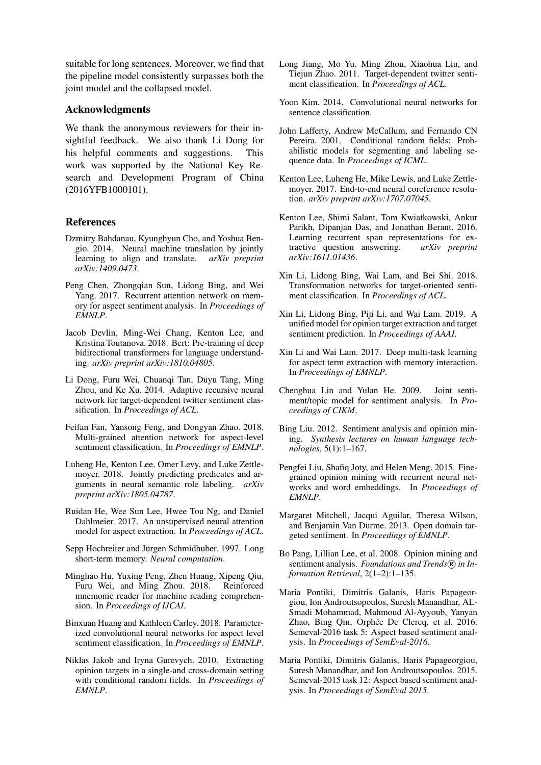suitable for long sentences. Moreover, we find that the pipeline model consistently surpasses both the joint model and the collapsed model.

## Acknowledgments

We thank the anonymous reviewers for their insightful feedback. We also thank Li Dong for his helpful comments and suggestions. This work was supported by the National Key Research and Development Program of China (2016YFB1000101).

## References

Dzmitry Bahdanau, Kyunghyun Cho, and Yoshua Bengio. 2014. Neural machine translation by jointly learning to align and translate. *arXiv preprint arXiv:1409.0473*.

Peng Chen, Zhongqian Sun, Lidong Bing, and Wei Yang. 2017. Recurrent attention network on memory for aspect sentiment analysis. In *Proceedings of EMNLP*.

Jacob Devlin, Ming-Wei Chang, Kenton Lee, and Kristina Toutanova. 2018. Bert: Pre-training of deep bidirectional transformers for language understanding. *arXiv preprint arXiv:1810.04805*.

Li Dong, Furu Wei, Chuanqi Tan, Duyu Tang, Ming Zhou, and Ke Xu. 2014. Adaptive recursive neural network for target-dependent twitter sentiment classification. In *Proceedings of ACL*.

Feifan Fan, Yansong Feng, and Dongyan Zhao. 2018. Multi-grained attention network for aspect-level sentiment classification. In *Proceedings of EMNLP*.

Luheng He, Kenton Lee, Omer Levy, and Luke Zettlemoyer. 2018. Jointly predicting predicates and arguments in neural semantic role labeling. *arXiv preprint arXiv:1805.04787*.

Ruidan He, Wee Sun Lee, Hwee Tou Ng, and Daniel Dahlmeier. 2017. An unsupervised neural attention model for aspect extraction. In *Proceedings of ACL*.

Sepp Hochreiter and Jürgen Schmidhuber. 1997. Long short-term memory. *Neural computation*.

Minghao Hu, Yuxing Peng, Zhen Huang, Xipeng Qiu, Furu Wei, and Ming Zhou. 2018. Reinforced mnemonic reader for machine reading comprehension. In *Proceedings of IJCAI*.

Binxuan Huang and Kathleen Carley. 2018. Parameterized convolutional neural networks for aspect level sentiment classification. In *Proceedings of EMNLP*.

Niklas Jakob and Iryna Gurevych. 2010. Extracting opinion targets in a single-and cross-domain setting with conditional random fields. In *Proceedings of EMNLP*.

Long Jiang, Mo Yu, Ming Zhou, Xiaohua Liu, and Tiejun Zhao. 2011. Target-dependent twitter sentiment classification. In *Proceedings of ACL*.

Yoon Kim. 2014. Convolutional neural networks for sentence classification.

John Lafferty, Andrew McCallum, and Fernando CN Pereira. 2001. Conditional random fields: Probabilistic models for segmenting and labeling sequence data. In *Proceedings of ICML*.

Kenton Lee, Luheng He, Mike Lewis, and Luke Zettlemoyer. 2017. End-to-end neural coreference resolution. *arXiv preprint arXiv:1707.07045*.

Kenton Lee, Shimi Salant, Tom Kwiatkowski, Ankur Parikh, Dipanjan Das, and Jonathan Berant. 2016. Learning recurrent span representations for extractive question answering. *arXiv preprint arXiv:1611.01436*.

Xin Li, Lidong Bing, Wai Lam, and Bei Shi. 2018. Transformation networks for target-oriented sentiment classification. In *Proceedings of ACL*.

Xin Li, Lidong Bing, Piji Li, and Wai Lam. 2019. A unified model for opinion target extraction and target sentiment prediction. In *Proceedings of AAAI*.

Xin Li and Wai Lam. 2017. Deep multi-task learning for aspect term extraction with memory interaction. In *Proceedings of EMNLP*.

Chenghua Lin and Yulan He. 2009. Joint sentiment/topic model for sentiment analysis. In *Proceedings of CIKM*.

Bing Liu. 2012. Sentiment analysis and opinion mining. *Synthesis lectures on human language technologies*, 5(1):1–167.

Pengfei Liu, Shafiq Joty, and Helen Meng. 2015. Fine-grained opinion mining with recurrent neural networks and word embeddings. In *Proceedings of EMNLP*.

Margaret Mitchell, Jacqui Aguilar, Theresa Wilson, and Benjamin Van Durme. 2013. Open domain targeted sentiment. In *Proceedings of EMNLP*.

Bo Pang, Lillian Lee, et al. 2008. Opinion mining and sentiment analysis. *Foundations and Trends® in Information Retrieval*, 2(1–2):1–135.

Maria Pontiki, Dimitris Galanis, Haris Papageorgiou, Ion Androutsopoulos, Suresh Manandhar, AL-Smadi Mohammad, Mahmoud Al-Ayyoub, Yanyan Zhao, Bing Qin, Orphée De Clercq, et al. 2016. Semeval-2016 task 5: Aspect based sentiment analysis. In *Proceedings of SemEval-2016*.

Maria Pontiki, Dimitris Galanis, Haris Papageorgiou, Suresh Manandhar, and Ion Androutsopoulos. 2015. Semeval-2015 task 12: Aspect based sentiment analysis. In *Proceedings of SemEval 2015*.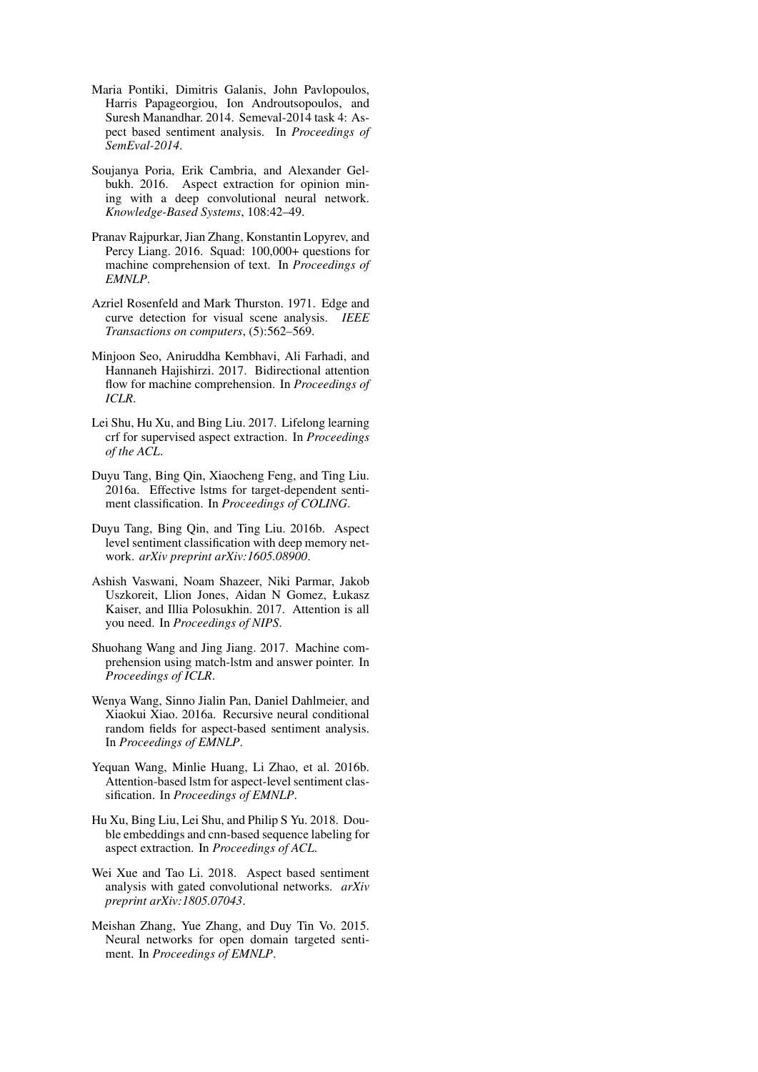Maria Pontiki, Dimitris Galanis, John Pavlopoulos, Harris Papageorgiou, Ion Androutsopoulos, and Suresh Manandhar. 2014. Semeval-2014 task 4: Aspect based sentiment analysis. In *Proceedings of SemEval-2014*.

Soujanya Poria, Erik Cambria, and Alexander Gelbukh. 2016. Aspect extraction for opinion mining with a deep convolutional neural network. *Knowledge-Based Systems*, 108:42–49.

Pranav Rajpurkar, Jian Zhang, Konstantin Lopyrev, and Percy Liang. 2016. Squad: 100,000+ questions for machine comprehension of text. In *Proceedings of EMNLP*.

Azriel Rosenfeld and Mark Thurston. 1971. Edge and curve detection for visual scene analysis. *IEEE Transactions on computers*, (5):562–569.

Minjoon Seo, Aniruddha Kembhavi, Ali Farhadi, and Hannaneh Hajishirzi. 2017. Bidirectional attention flow for machine comprehension. In *Proceedings of ICLR*.

Lei Shu, Hu Xu, and Bing Liu. 2017. Lifelong learning crf for supervised aspect extraction. In *Proceedings of the ACL*.

Duyu Tang, Bing Qin, Xiaocheng Feng, and Ting Liu. 2016a. Effective lstms for target-dependent sentiment classification. In *Proceedings of COLING*.

Duyu Tang, Bing Qin, and Ting Liu. 2016b. Aspect level sentiment classification with deep memory network. *arXiv preprint arXiv:1605.08900*.

Ashish Vaswani, Noam Shazeer, Niki Parmar, Jakob Uszkoreit, Llion Jones, Aidan N Gomez, Łukasz Kaiser, and Illia Polosukhin. 2017. Attention is all you need. In *Proceedings of NIPS*.

Shuohang Wang and Jing Jiang. 2017. Machine comprehension using match-lstm and answer pointer. In *Proceedings of ICLR*.

Wenya Wang, Sinno Jialin Pan, Daniel Dahlmeier, and Xiaokui Xiao. 2016a. Recursive neural conditional random fields for aspect-based sentiment analysis. In *Proceedings of EMNLP*.

Yequan Wang, Minlie Huang, Li Zhao, et al. 2016b. Attention-based lstm for aspect-level sentiment classification. In *Proceedings of EMNLP*.

Hu Xu, Bing Liu, Lei Shu, and Philip S Yu. 2018. Double embeddings and cnn-based sequence labeling for aspect extraction. In *Proceedings of ACL*.

Wei Xue and Tao Li. 2018. Aspect based sentiment analysis with gated convolutional networks. *arXiv preprint arXiv:1805.07043*.

Meishan Zhang, Yue Zhang, and Duy Tin Vo. 2015. Neural networks for open domain targeted sentiment. In *Proceedings of EMNLP*.